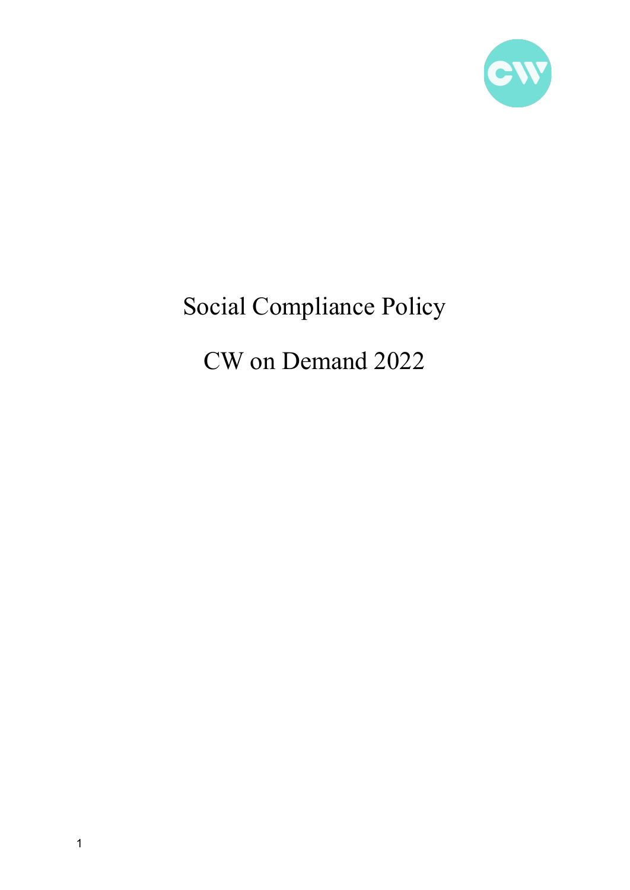# Social Compliance Policy

# CW on Demand 2022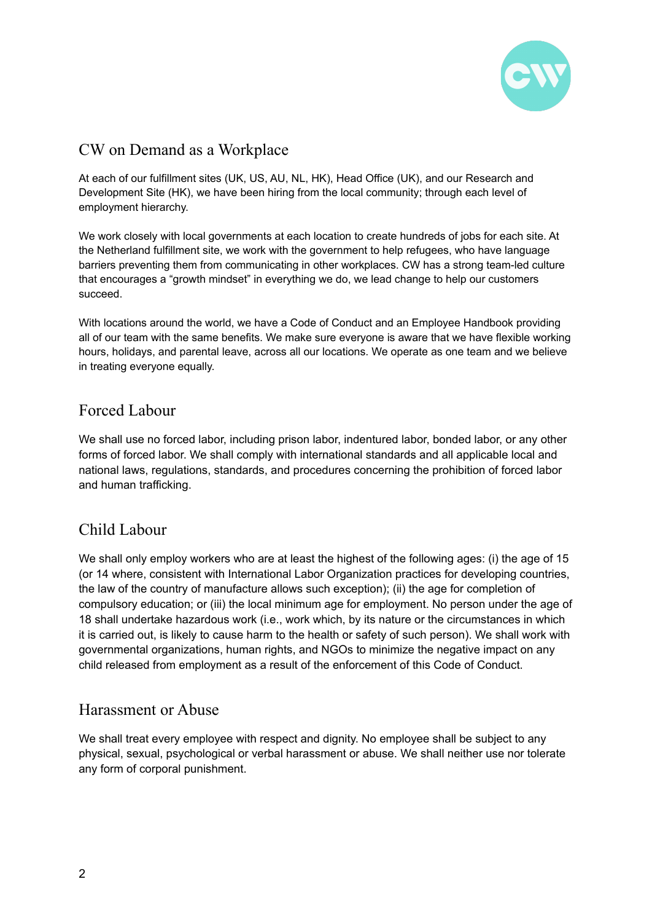## CW on Demand as a Workplace

At each of our fulfillment sites (UK, US, AU, NL, HK), Head Office (UK), and our Research and Development Site (HK), we have been hiring from the local community; through each level of employment hierarchy.

We work closely with local governments at each location to create hundreds of jobs for each site. At the Netherland fulfillment site, we work with the government to help refugees, who have language barriers preventing them from communicating in other workplaces. CW has a strong team-led culture that encourages a "growth mindset" in everything we do, we lead change to help our customers succeed.

With locations around the world, we have a Code of Conduct and an Employee Handbook providing all of our team with the same benefits. We make sure everyone is aware that we have flexible working hours, holidays, and parental leave, across all our locations. We operate as one team and we believe in treating everyone equally.

## Forced Labour

We shall use no forced labor, including prison labor, indentured labor, bonded labor, or any other forms of forced labor. We shall comply with international standards and all applicable local and national laws, regulations, standards, and procedures concerning the prohibition of forced labor and human trafficking.

## Child Labour

We shall only employ workers who are at least the highest of the following ages: (i) the age of 15 (or 14 where, consistent with International Labor Organization practices for developing countries, the law of the country of manufacture allows such exception); (ii) the age for completion of compulsory education; or (iii) the local minimum age for employment. No person under the age of 18 shall undertake hazardous work (i.e., work which, by its nature or the circumstances in which it is carried out, is likely to cause harm to the health or safety of such person). We shall work with governmental organizations, human rights, and NGOs to minimize the negative impact on any child released from employment as a result of the enforcement of this Code of Conduct.

## Harassment or Abuse

We shall treat every employee with respect and dignity. No employee shall be subject to any physical, sexual, psychological or verbal harassment or abuse. We shall neither use nor tolerate any form of corporal punishment.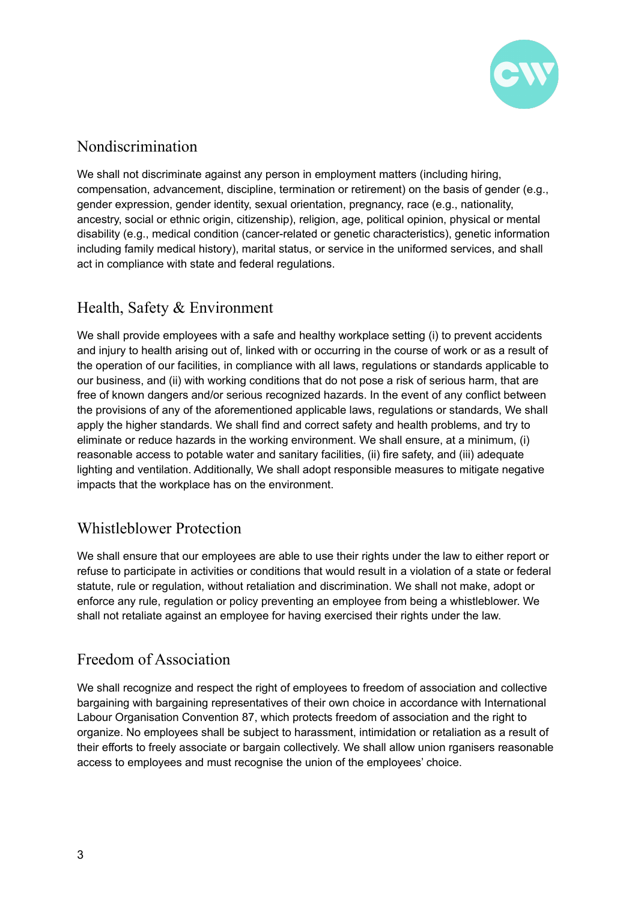## Nondiscrimination

We shall not discriminate against any person in employment matters (including hiring, compensation, advancement, discipline, termination or retirement) on the basis of gender (e.g., gender expression, gender identity, sexual orientation, pregnancy, race (e.g., nationality, ancestry, social or ethnic origin, citizenship), religion, age, political opinion, physical or mental disability (e.g., medical condition (cancer-related or genetic characteristics), genetic information including family medical history), marital status, or service in the uniformed services, and shall act in compliance with state and federal regulations.

## Health, Safety & Environment

We shall provide employees with a safe and healthy workplace setting (i) to prevent accidents and injury to health arising out of, linked with or occurring in the course of work or as a result of the operation of our facilities, in compliance with all laws, regulations or standards applicable to our business, and (ii) with working conditions that do not pose a risk of serious harm, that are free of known dangers and/or serious recognized hazards. In the event of any conflict between the provisions of any of the aforementioned applicable laws, regulations or standards, We shall apply the higher standards. We shall find and correct safety and health problems, and try to eliminate or reduce hazards in the working environment. We shall ensure, at a minimum, (i) reasonable access to potable water and sanitary facilities, (ii) fire safety, and (iii) adequate lighting and ventilation. Additionally, We shall adopt responsible measures to mitigate negative impacts that the workplace has on the environment.

## Whistleblower Protection

We shall ensure that our employees are able to use their rights under the law to either report or refuse to participate in activities or conditions that would result in a violation of a state or federal statute, rule or regulation, without retaliation and discrimination. We shall not make, adopt or enforce any rule, regulation or policy preventing an employee from being a whistleblower. We shall not retaliate against an employee for having exercised their rights under the law.

## Freedom of Association

We shall recognize and respect the right of employees to freedom of association and collective bargaining with bargaining representatives of their own choice in accordance with International Labour Organisation Convention 87, which protects freedom of association and the right to organize. No employees shall be subject to harassment, intimidation or retaliation as a result of their efforts to freely associate or bargain collectively. We shall allow union rganisers reasonable access to employees and must recognise the union of the employees' choice.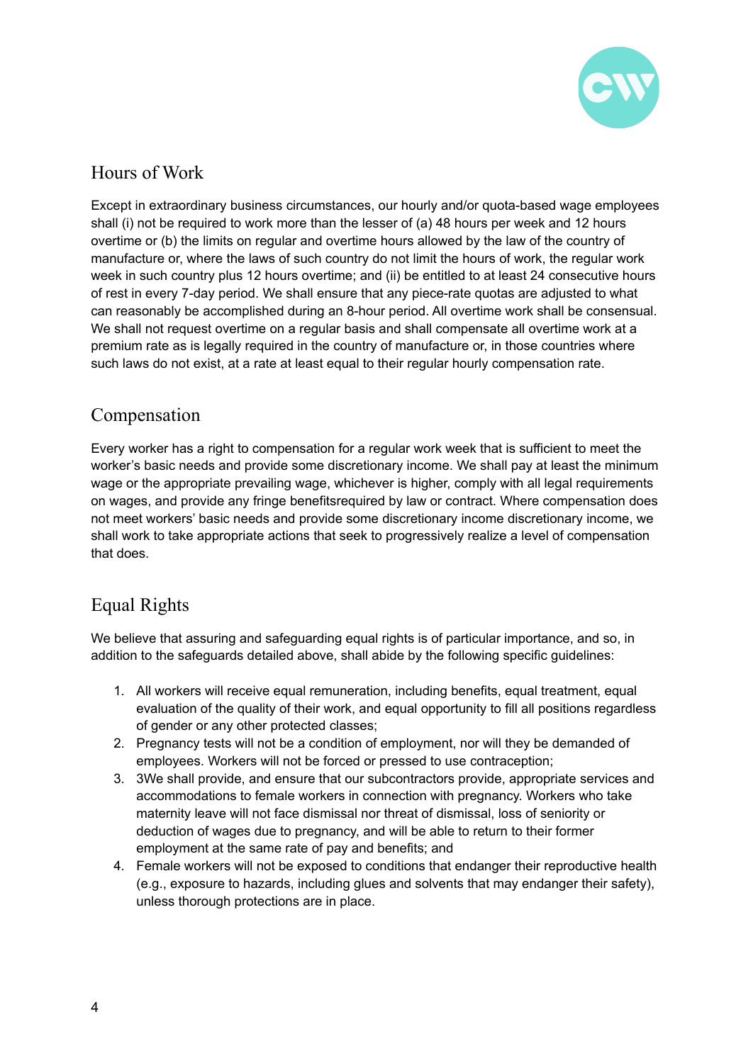## Hours of Work

Except in extraordinary business circumstances, our hourly and/or quota-based wage employees shall (i) not be required to work more than the lesser of (a) 48 hours per week and 12 hours overtime or (b) the limits on regular and overtime hours allowed by the law of the country of manufacture or, where the laws of such country do not limit the hours of work, the regular work week in such country plus 12 hours overtime; and (ii) be entitled to at least 24 consecutive hours of rest in every 7-day period. We shall ensure that any piece-rate quotas are adjusted to what can reasonably be accomplished during an 8-hour period. All overtime work shall be consensual. We shall not request overtime on a regular basis and shall compensate all overtime work at a premium rate as is legally required in the country of manufacture or, in those countries where such laws do not exist, at a rate at least equal to their regular hourly compensation rate.

## Compensation

Every worker has a right to compensation for a regular work week that is sufficient to meet the worker's basic needs and provide some discretionary income. We shall pay at least the minimum wage or the appropriate prevailing wage, whichever is higher, comply with all legal requirements on wages, and provide any fringe benefitsrequired by law or contract. Where compensation does not meet workers' basic needs and provide some discretionary income discretionary income, we shall work to take appropriate actions that seek to progressively realize a level of compensation that does.

## Equal Rights

We believe that assuring and safeguarding equal rights is of particular importance, and so, in addition to the safeguards detailed above, shall abide by the following specific guidelines:

1. All workers will receive equal remuneration, including benefits, equal treatment, equal evaluation of the quality of their work, and equal opportunity to fill all positions regardless of gender or any other protected classes;
2. Pregnancy tests will not be a condition of employment, nor will they be demanded of employees. Workers will not be forced or pressed to use contraception;
3. 3We shall provide, and ensure that our subcontractors provide, appropriate services and accommodations to female workers in connection with pregnancy. Workers who take maternity leave will not face dismissal nor threat of dismissal, loss of seniority or deduction of wages due to pregnancy, and will be able to return to their former employment at the same rate of pay and benefits; and
4. Female workers will not be exposed to conditions that endanger their reproductive health (e.g., exposure to hazards, including glues and solvents that may endanger their safety), unless thorough protections are in place.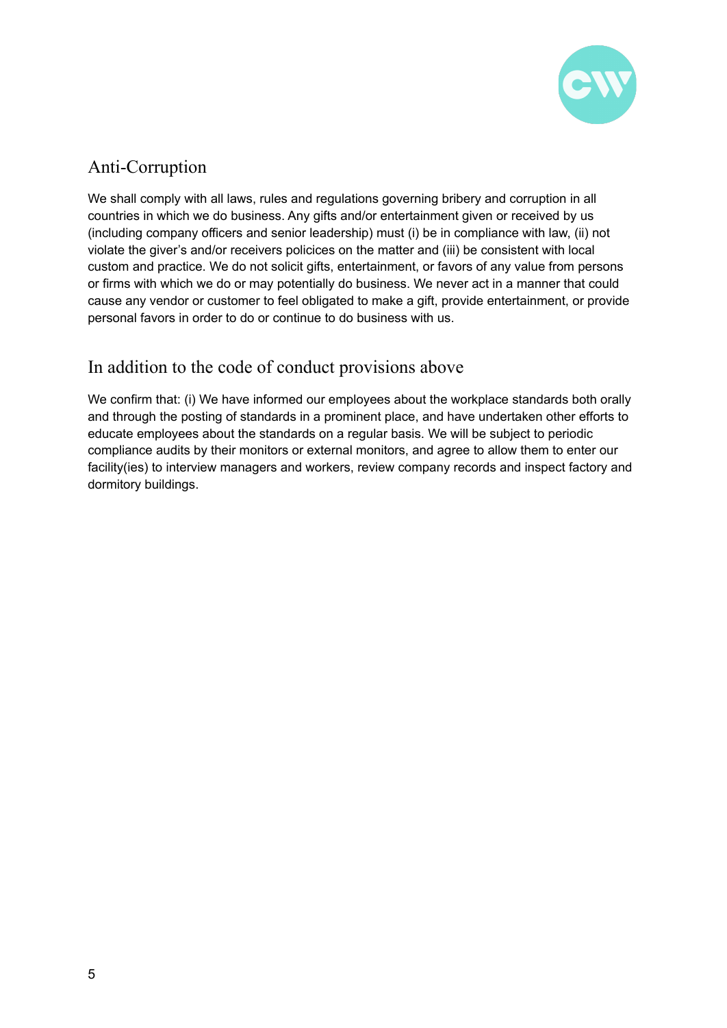## Anti-Corruption

We shall comply with all laws, rules and regulations governing bribery and corruption in all countries in which we do business. Any gifts and/or entertainment given or received by us (including company officers and senior leadership) must (i) be in compliance with law, (ii) not violate the giver's and/or receivers policices on the matter and (iii) be consistent with local custom and practice. We do not solicit gifts, entertainment, or favors of any value from persons or firms with which we do or may potentially do business. We never act in a manner that could cause any vendor or customer to feel obligated to make a gift, provide entertainment, or provide personal favors in order to do or continue to do business with us.

## In addition to the code of conduct provisions above

We confirm that: (i) We have informed our employees about the workplace standards both orally and through the posting of standards in a prominent place, and have undertaken other efforts to educate employees about the standards on a regular basis. We will be subject to periodic compliance audits by their monitors or external monitors, and agree to allow them to enter our facility(ies) to interview managers and workers, review company records and inspect factory and dormitory buildings.